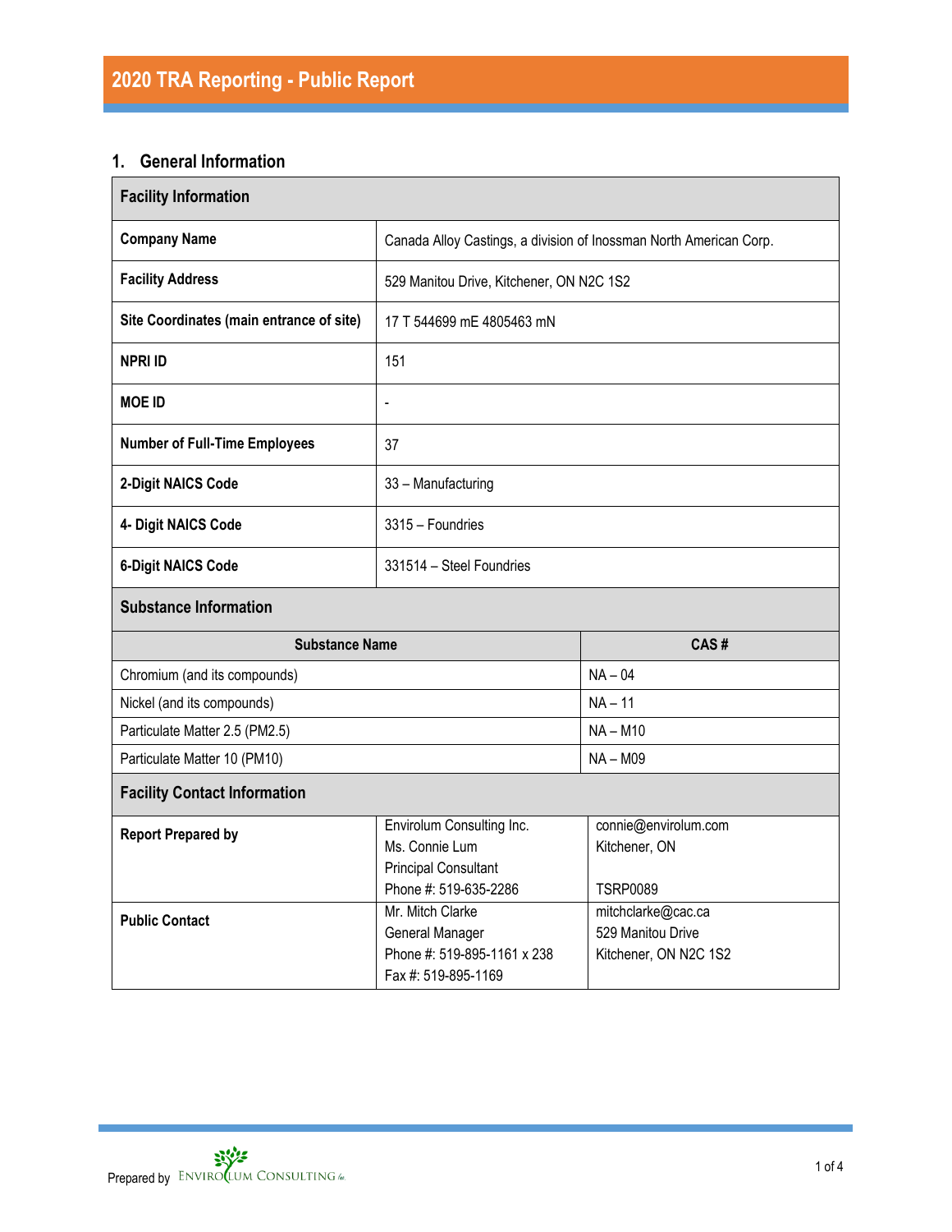# 2020 TRA Reporting - Public Report

## 1. General Information

| Facility Information | |
|---|---|
| **Company Name** | Canada Alloy Castings, a division of Inossman North American Corp. |
| **Facility Address** | 529 Manitou Drive, Kitchener, ON N2C 1S2 |
| **Site Coordinates (main entrance of site)** | 17 T 544699 mE 4805463 mN |
| **NPRI ID** | 151 |
| **MOE ID** | - |
| **Number of Full-Time Employees** | 37 |
| **2-Digit NAICS Code** | 33 – Manufacturing |
| **4- Digit NAICS Code** | 3315 – Foundries |
| **6-Digit NAICS Code** | 331514 – Steel Foundries |

**Substance Information**

| Substance Name | CAS # |
|---|---|
| Chromium (and its compounds) | NA – 04 |
| Nickel (and its compounds) | NA – 11 |
| Particulate Matter 2.5 (PM2.5) | NA – M10 |
| Particulate Matter 10 (PM10) | NA – M09 |

**Facility Contact Information**

| | | |
|---|---|---|
| **Report Prepared by** | Envirolum Consulting Inc.<br>Ms. Connie Lum<br>Principal Consultant<br>Phone #: 519-635-2286 | connie@envirolum.com<br>Kitchener, ON<br><br>TSRP0089 |
| **Public Contact** | Mr. Mitch Clarke<br>General Manager<br>Phone #: 519-895-1161 x 238<br>Fax #: 519-895-1169 | mitchclarke@cac.ca<br>529 Manitou Drive<br>Kitchener, ON N2C 1S2 |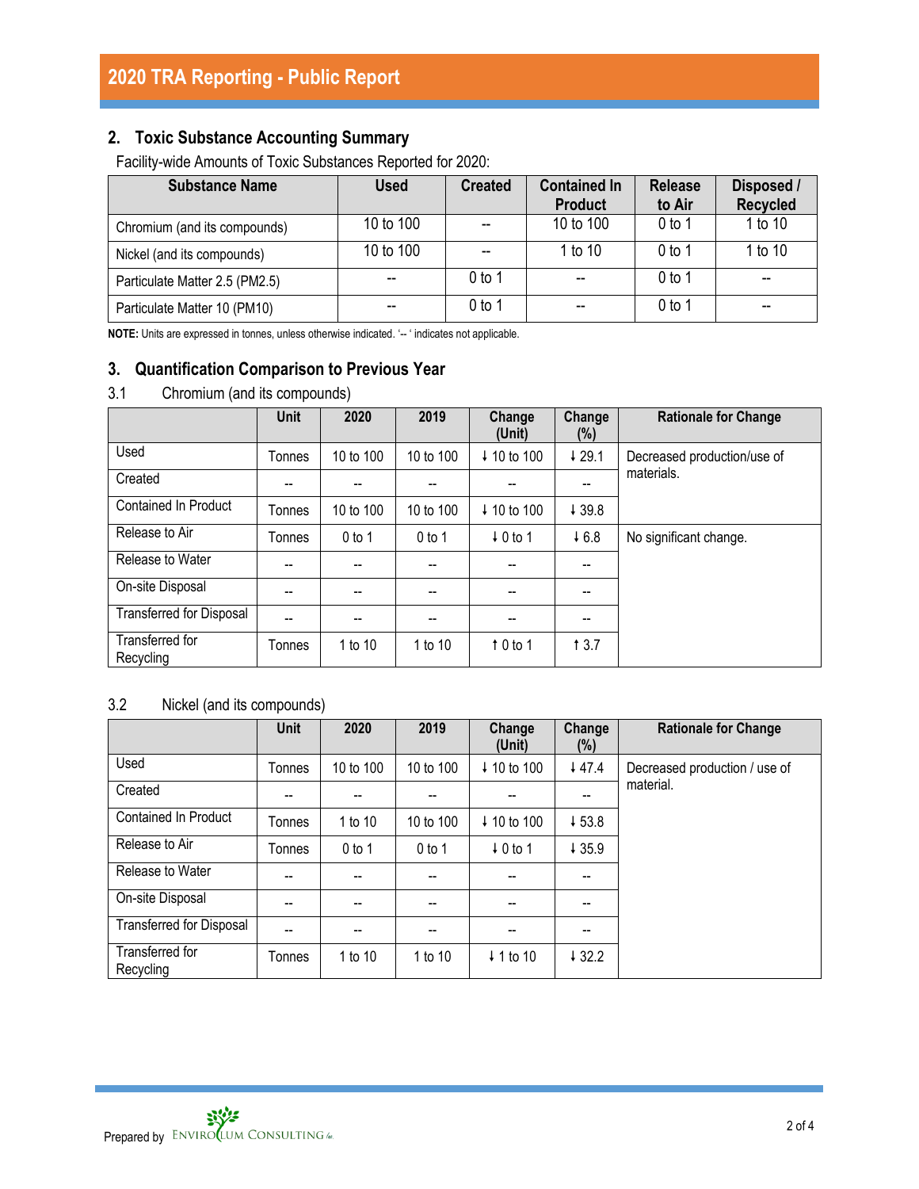## 2. Toxic Substance Accounting Summary

Facility-wide Amounts of Toxic Substances Reported for 2020:

| Substance Name | Used | Created | Contained In Product | Release to Air | Disposed / Recycled |
|---|---|---|---|---|---|
| Chromium (and its compounds) | 10 to 100 | -- | 10 to 100 | 0 to 1 | 1 to 10 |
| Nickel (and its compounds) | 10 to 100 | -- | 1 to 10 | 0 to 1 | 1 to 10 |
| Particulate Matter 2.5 (PM2.5) | -- | 0 to 1 | -- | 0 to 1 | -- |
| Particulate Matter 10 (PM10) | -- | 0 to 1 | -- | 0 to 1 | -- |

**NOTE:** Units are expressed in tonnes, unless otherwise indicated. '-- ' indicates not applicable.

## 3. Quantification Comparison to Previous Year

### 3.1 Chromium (and its compounds)

| | Unit | 2020 | 2019 | Change (Unit) | Change (%) | Rationale for Change |
|---|---|---|---|---|---|---|
| Used | Tonnes | 10 to 100 | 10 to 100 | ↓ 10 to 100 | ↓ 29.1 | Decreased production/use of materials. |
| Created | -- | -- | -- | -- | -- | |
| Contained In Product | Tonnes | 10 to 100 | 10 to 100 | ↓ 10 to 100 | ↓ 39.8 | |
| Release to Air | Tonnes | 0 to 1 | 0 to 1 | ↓ 0 to 1 | ↓ 6.8 | No significant change. |
| Release to Water | -- | -- | -- | -- | -- | |
| On-site Disposal | -- | -- | -- | -- | -- | |
| Transferred for Disposal | -- | -- | -- | -- | -- | |
| Transferred for Recycling | Tonnes | 1 to 10 | 1 to 10 | ↑ 0 to 1 | ↑ 3.7 | |

### 3.2 Nickel (and its compounds)

| | Unit | 2020 | 2019 | Change (Unit) | Change (%) | Rationale for Change |
|---|---|---|---|---|---|---|
| Used | Tonnes | 10 to 100 | 10 to 100 | ↓ 10 to 100 | ↓ 47.4 | Decreased production / use of material. |
| Created | -- | -- | -- | -- | -- | |
| Contained In Product | Tonnes | 1 to 10 | 10 to 100 | ↓ 10 to 100 | ↓ 53.8 | |
| Release to Air | Tonnes | 0 to 1 | 0 to 1 | ↓ 0 to 1 | ↓ 35.9 | |
| Release to Water | -- | -- | -- | -- | -- | |
| On-site Disposal | -- | -- | -- | -- | -- | |
| Transferred for Disposal | -- | -- | -- | -- | -- | |
| Transferred for Recycling | Tonnes | 1 to 10 | 1 to 10 | ↓ 1 to 10 | ↓ 32.2 | |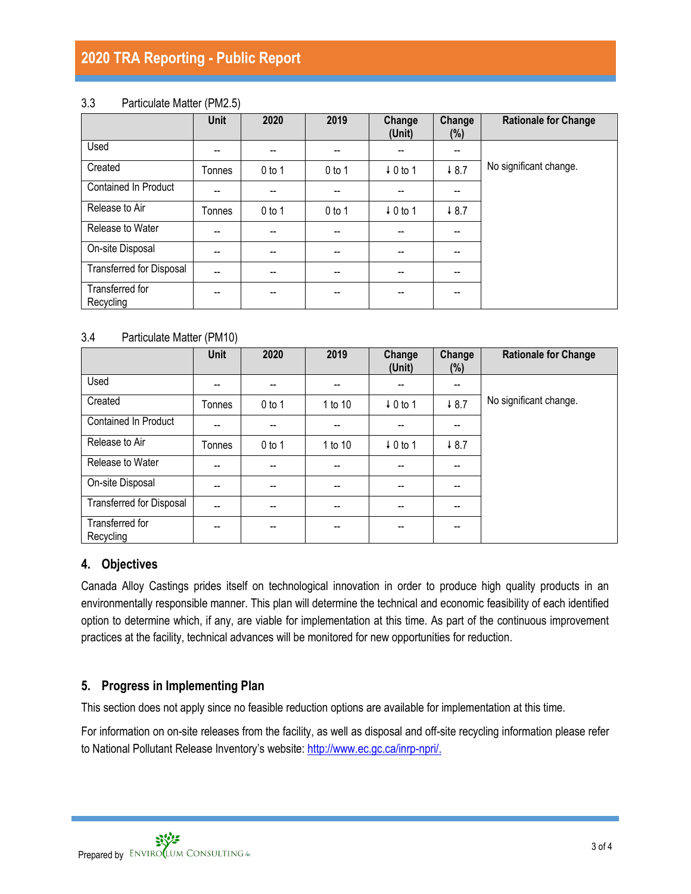### 3.3 Particulate Matter (PM2.5)

| | Unit | 2020 | 2019 | Change (Unit) | Change (%) | Rationale for Change |
|---|---|---|---|---|---|---|
| Used | -- | -- | -- | -- | -- | No significant change. |
| Created | Tonnes | 0 to 1 | 0 to 1 | ↓ 0 to 1 | ↓ 8.7 | |
| Contained In Product | -- | -- | -- | -- | -- | |
| Release to Air | Tonnes | 0 to 1 | 0 to 1 | ↓ 0 to 1 | ↓ 8.7 | |
| Release to Water | -- | -- | -- | -- | -- | |
| On-site Disposal | -- | -- | -- | -- | -- | |
| Transferred for Disposal | -- | -- | -- | -- | -- | |
| Transferred for Recycling | -- | -- | -- | -- | -- | |

### 3.4 Particulate Matter (PM10)

| | Unit | 2020 | 2019 | Change (Unit) | Change (%) | Rationale for Change |
|---|---|---|---|---|---|---|
| Used | -- | -- | -- | -- | -- | No significant change. |
| Created | Tonnes | 0 to 1 | 1 to 10 | ↓ 0 to 1 | ↓ 8.7 | |
| Contained In Product | -- | -- | -- | -- | -- | |
| Release to Air | Tonnes | 0 to 1 | 1 to 10 | ↓ 0 to 1 | ↓ 8.7 | |
| Release to Water | -- | -- | -- | -- | -- | |
| On-site Disposal | -- | -- | -- | -- | -- | |
| Transferred for Disposal | -- | -- | -- | -- | -- | |
| Transferred for Recycling | -- | -- | -- | -- | -- | |

## 4. Objectives

Canada Alloy Castings prides itself on technological innovation in order to produce high quality products in an environmentally responsible manner. This plan will determine the technical and economic feasibility of each identified option to determine which, if any, are viable for implementation at this time. As part of the continuous improvement practices at the facility, technical advances will be monitored for new opportunities for reduction.

## 5. Progress in Implementing Plan

This section does not apply since no feasible reduction options are available for implementation at this time.

For information on on-site releases from the facility, as well as disposal and off-site recycling information please refer to National Pollutant Release Inventory's website: http://www.ec.gc.ca/inrp-npri/.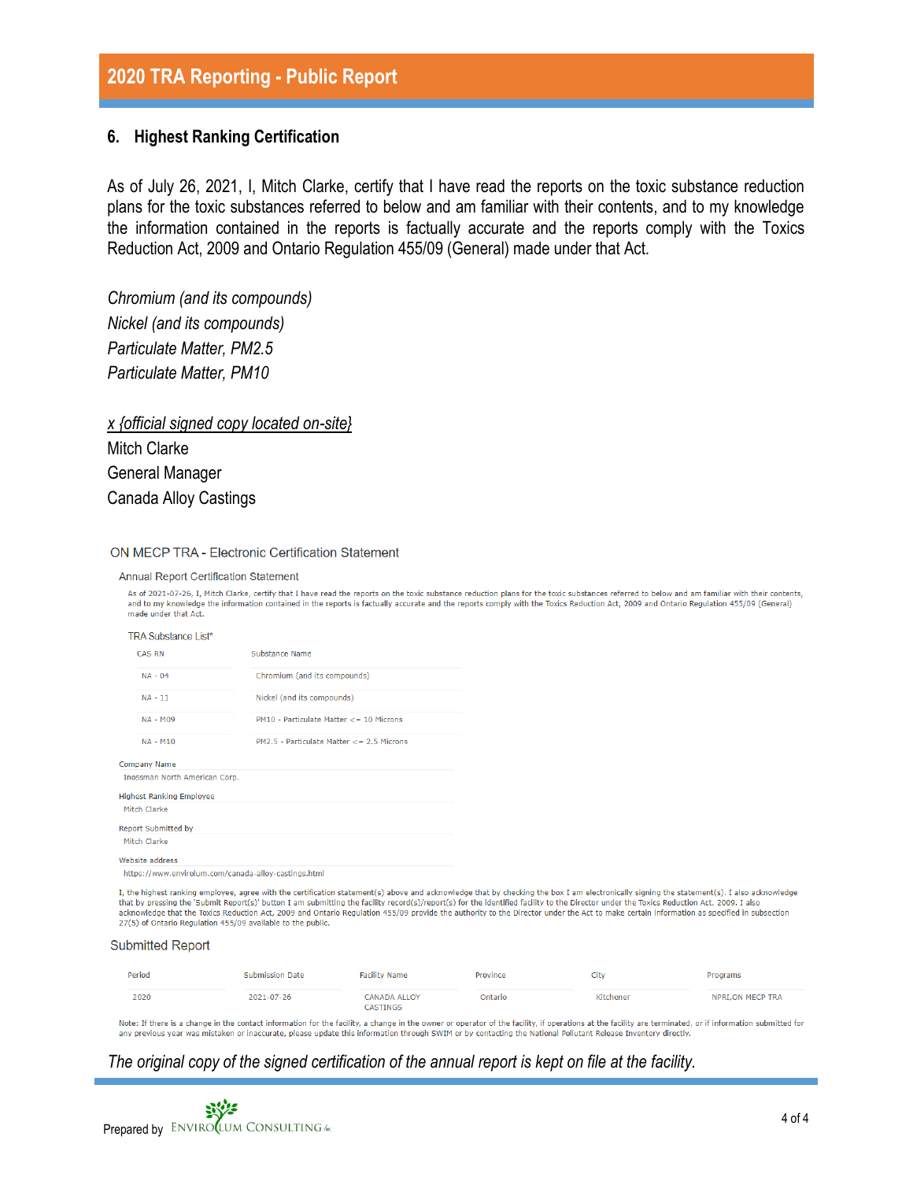## 6. Highest Ranking Certification

As of July 26, 2021, I, Mitch Clarke, certify that I have read the reports on the toxic substance reduction plans for the toxic substances referred to below and am familiar with their contents, and to my knowledge the information contained in the reports is factually accurate and the reports comply with the Toxics Reduction Act, 2009 and Ontario Regulation 455/09 (General) made under that Act.

*Chromium (and its compounds)*
*Nickel (and its compounds)*
*Particulate Matter, PM2.5*
*Particulate Matter, PM10*

*x {official signed copy located on-site}*
Mitch Clarke
General Manager
Canada Alloy Castings

ON MECP TRA - Electronic Certification Statement

Annual Report Certification Statement

As of 2021-07-26, I, Mitch Clarke, certify that I have read the reports on the toxic substance reduction plans for the toxic substances referred to below and am familiar with their contents, and to my knowledge the information contained in the reports is factually accurate and the reports comply with the Toxics Reduction Act, 2009 and Ontario Regulation 455/09 (General) made under that Act.

TRA Substance List*

| CAS RN | Substance Name |
| --- | --- |
| NA - 04 | Chromium (and its compounds) |
| NA - 11 | Nickel (and its compounds) |
| NA - M09 | PM10 - Particulate Matter <= 10 Microns |
| NA - M10 | PM2.5 - Particulate Matter <= 2.5 Microns |

Company Name
Inossman North American Corp.

Highest Ranking Employee
Mitch Clarke

Report Submitted by
Mitch Clarke

Website address
https://www.envirolum.com/canada-alloy-castings.html

I, the highest ranking employee, agree with the certification statement(s) above and acknowledge that by checking the box I am electronically signing the statement(s). I also acknowledge that by pressing the 'Submit Report(s)' button I am submitting the facility record(s)/report(s) for the identified facility to the Director under the Toxics Reduction Act, 2009. I also acknowledge that the Toxics Reduction Act, 2009 and Ontario Regulation 455/09 provide the authority to the Director under the Act to make certain information as specified in subsection 27(5) of Ontario Regulation 455/09 available to the public.

Submitted Report

| Period | Submission Date | Facility Name | Province | City | Programs |
| --- | --- | --- | --- | --- | --- |
| 2020 | 2021-07-26 | CANADA ALLOY CASTINGS | Ontario | Kitchener | NPRI,ON MECP TRA |

Note: If there is a change in the contact information for the facility, a change in the owner or operator of the facility, if operations at the facility are terminated, or if information submitted for any previous year was mistaken or inaccurate, please update this information through SWIM or by contacting the National Pollutant Release Inventory directly.

*The original copy of the signed certification of the annual report is kept on file at the facility.*